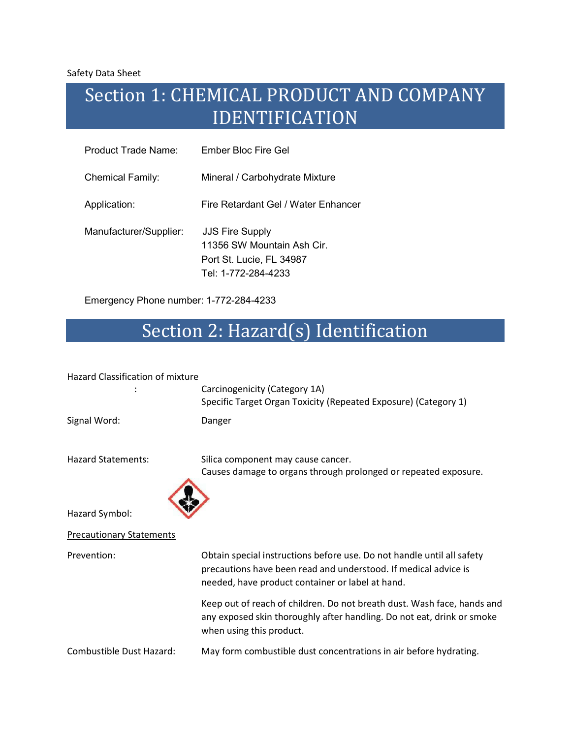Safety Data Sheet

# Section 1: CHEMICAL PRODUCT AND COMPANY IDENTIFICATION

Product Trade Name: Ember Bloc Fire Gel

Chemical Family: Mineral / Carbohydrate Mixture

Application: Fire Retardant Gel / Water Enhancer

Manufacturer/Supplier: JJS Fire Supply
11356 SW Mountain Ash Cir.
Port St. Lucie, FL 34987
Tel: 1-772-284-4233

Emergency Phone number: 1-772-284-4233

# Section 2: Hazard(s) Identification

Hazard Classification of mixture : Carcinogenicity (Category 1A)
Specific Target Organ Toxicity (Repeated Exposure) (Category 1)

Signal Word: Danger

Hazard Statements: Silica component may cause cancer.
Causes damage to organs through prolonged or repeated exposure.

Hazard Symbol:

Precautionary Statements

Prevention: Obtain special instructions before use. Do not handle until all safety precautions have been read and understood. If medical advice is needed, have product container or label at hand.

Keep out of reach of children. Do not breath dust. Wash face, hands and any exposed skin thoroughly after handling. Do not eat, drink or smoke when using this product.

Combustible Dust Hazard: May form combustible dust concentrations in air before hydrating.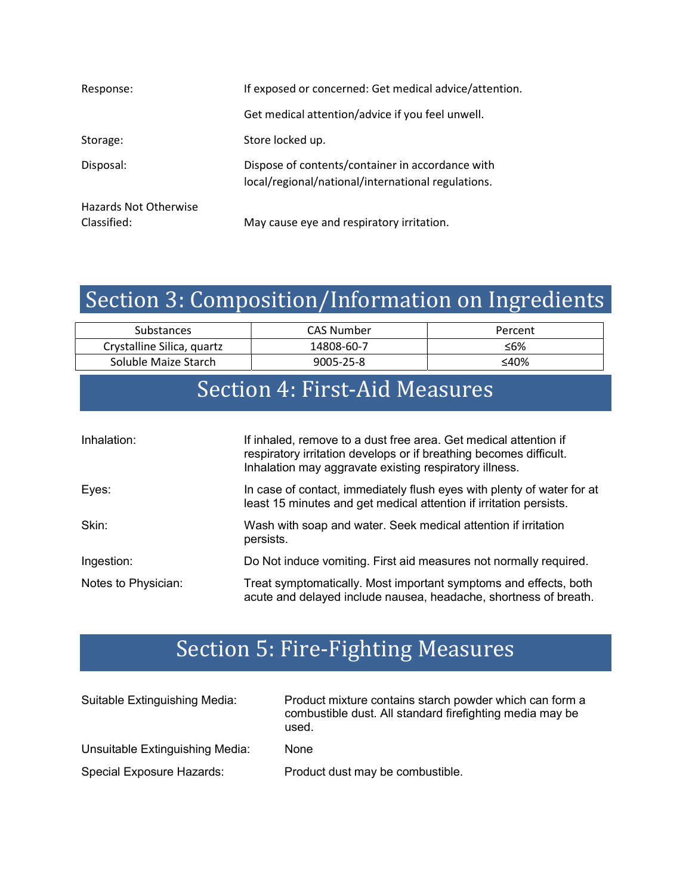Response: If exposed or concerned: Get medical advice/attention.

Get medical attention/advice if you feel unwell.

Storage: Store locked up.

Disposal: Dispose of contents/container in accordance with local/regional/national/international regulations.

Hazards Not Otherwise Classified: May cause eye and respiratory irritation.

# Section 3: Composition/Information on Ingredients

| Substances | CAS Number | Percent |
|---|---|---|
| Crystalline Silica, quartz | 14808-60-7 | ≤6% |
| Soluble Maize Starch | 9005-25-8 | ≤40% |

# Section 4: First-Aid Measures

Inhalation: If inhaled, remove to a dust free area. Get medical attention if respiratory irritation develops or if breathing becomes difficult. Inhalation may aggravate existing respiratory illness.

Eyes: In case of contact, immediately flush eyes with plenty of water for at least 15 minutes and get medical attention if irritation persists.

Skin: Wash with soap and water. Seek medical attention if irritation persists.

Ingestion: Do Not induce vomiting. First aid measures not normally required.

Notes to Physician: Treat symptomatically. Most important symptoms and effects, both acute and delayed include nausea, headache, shortness of breath.

# Section 5: Fire-Fighting Measures

Suitable Extinguishing Media: Product mixture contains starch powder which can form a combustible dust. All standard firefighting media may be used.

Unsuitable Extinguishing Media: None

Special Exposure Hazards: Product dust may be combustible.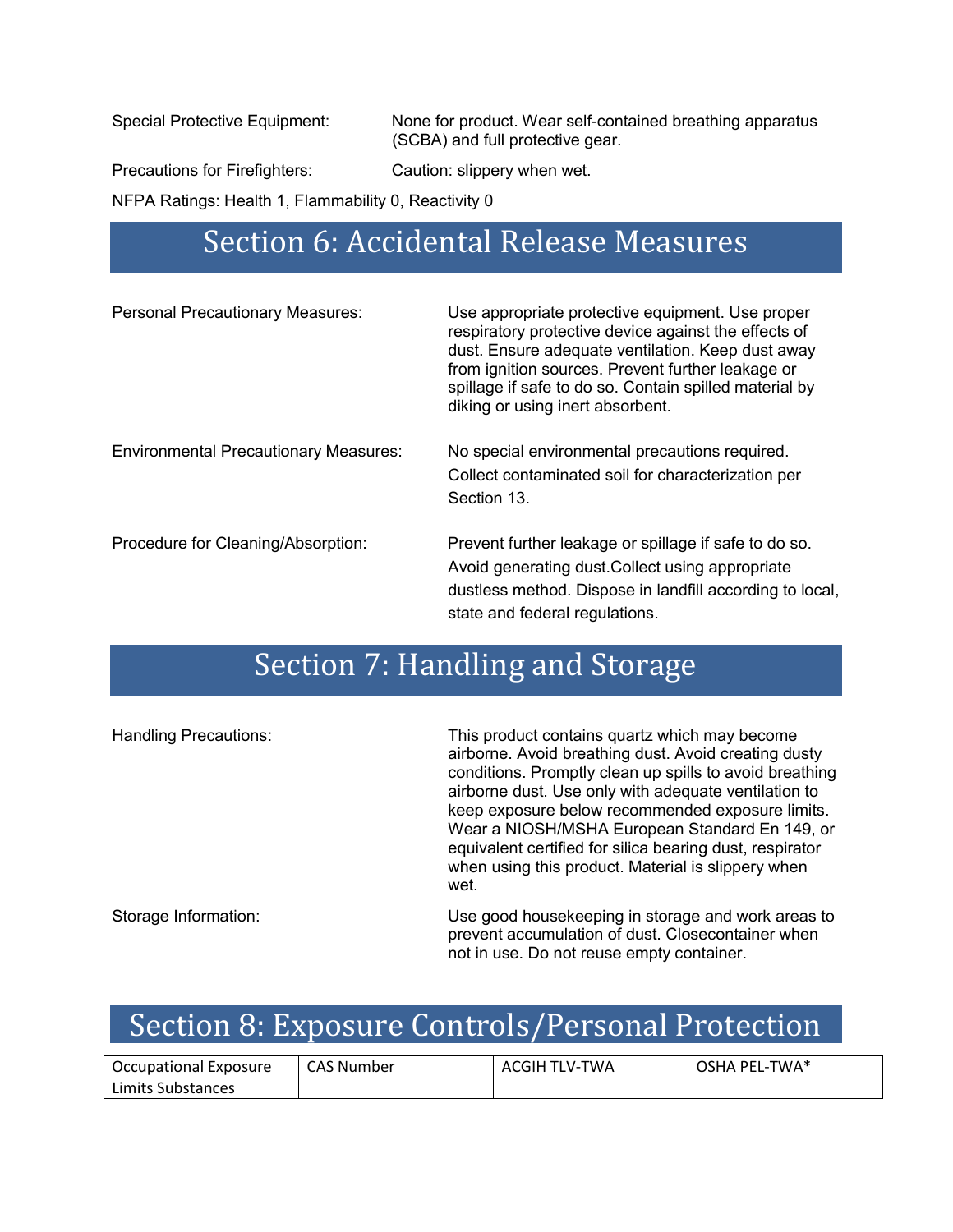Special Protective Equipment: None for product. Wear self-contained breathing apparatus (SCBA) and full protective gear.

Precautions for Firefighters: Caution: slippery when wet.

NFPA Ratings: Health 1, Flammability 0, Reactivity 0

## Section 6: Accidental Release Measures

Personal Precautionary Measures: Use appropriate protective equipment. Use proper respiratory protective device against the effects of dust. Ensure adequate ventilation. Keep dust away from ignition sources. Prevent further leakage or spillage if safe to do so. Contain spilled material by diking or using inert absorbent.

Environmental Precautionary Measures: No special environmental precautions required. Collect contaminated soil for characterization per Section 13.

Procedure for Cleaning/Absorption: Prevent further leakage or spillage if safe to do so. Avoid generating dust.Collect using appropriate dustless method. Dispose in landfill according to local, state and federal regulations.

## Section 7: Handling and Storage

Handling Precautions: This product contains quartz which may become airborne. Avoid breathing dust. Avoid creating dusty conditions. Promptly clean up spills to avoid breathing airborne dust. Use only with adequate ventilation to keep exposure below recommended exposure limits. Wear a NIOSH/MSHA European Standard En 149, or equivalent certified for silica bearing dust, respirator when using this product. Material is slippery when wet.

Storage Information: Use good housekeeping in storage and work areas to prevent accumulation of dust. Closecontainer when not in use. Do not reuse empty container.

## Section 8: Exposure Controls/Personal Protection

| Occupational Exposure Limits Substances | CAS Number | ACGIH TLV-TWA | OSHA PEL-TWA* |
|---|---|---|---|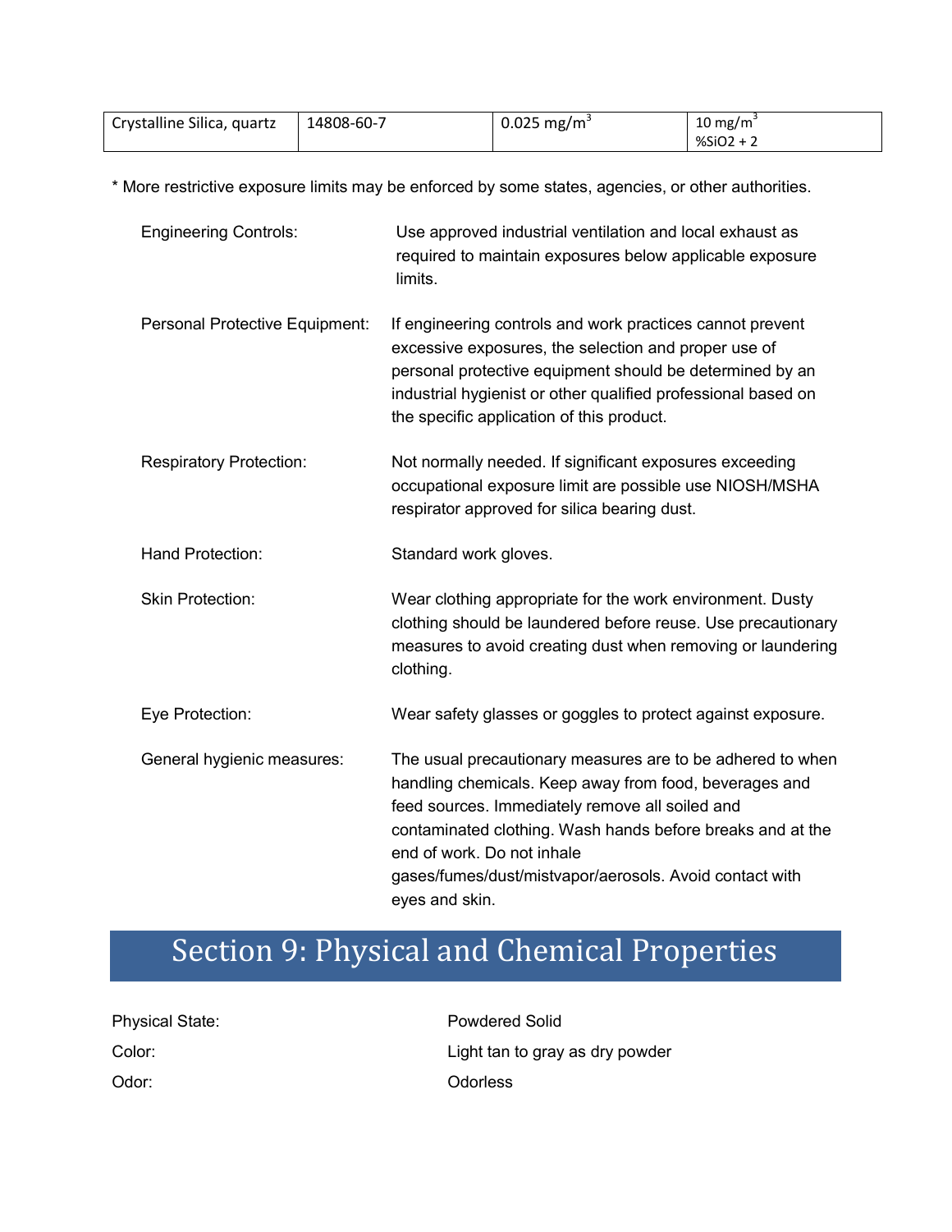| | | | |
|---|---|---|---|
| Crystalline Silica, quartz | 14808-60-7 | 0.025 mg/m$^3$ | 10 mg/m$^3$ %SiO2 + 2 |

* More restrictive exposure limits may be enforced by some states, agencies, or other authorities.

Engineering Controls: Use approved industrial ventilation and local exhaust as required to maintain exposures below applicable exposure limits.

Personal Protective Equipment: If engineering controls and work practices cannot prevent excessive exposures, the selection and proper use of personal protective equipment should be determined by an industrial hygienist or other qualified professional based on the specific application of this product.

Respiratory Protection: Not normally needed. If significant exposures exceeding occupational exposure limit are possible use NIOSH/MSHA respirator approved for silica bearing dust.

Hand Protection: Standard work gloves.

Skin Protection: Wear clothing appropriate for the work environment. Dusty clothing should be laundered before reuse. Use precautionary measures to avoid creating dust when removing or laundering clothing.

Eye Protection: Wear safety glasses or goggles to protect against exposure.

General hygienic measures: The usual precautionary measures are to be adhered to when handling chemicals. Keep away from food, beverages and feed sources. Immediately remove all soiled and contaminated clothing. Wash hands before breaks and at the end of work. Do not inhale gases/fumes/dust/mistvapor/aerosols. Avoid contact with eyes and skin.

## Section 9: Physical and Chemical Properties

Physical State: Powdered Solid

Color: Light tan to gray as dry powder

Odor: Odorless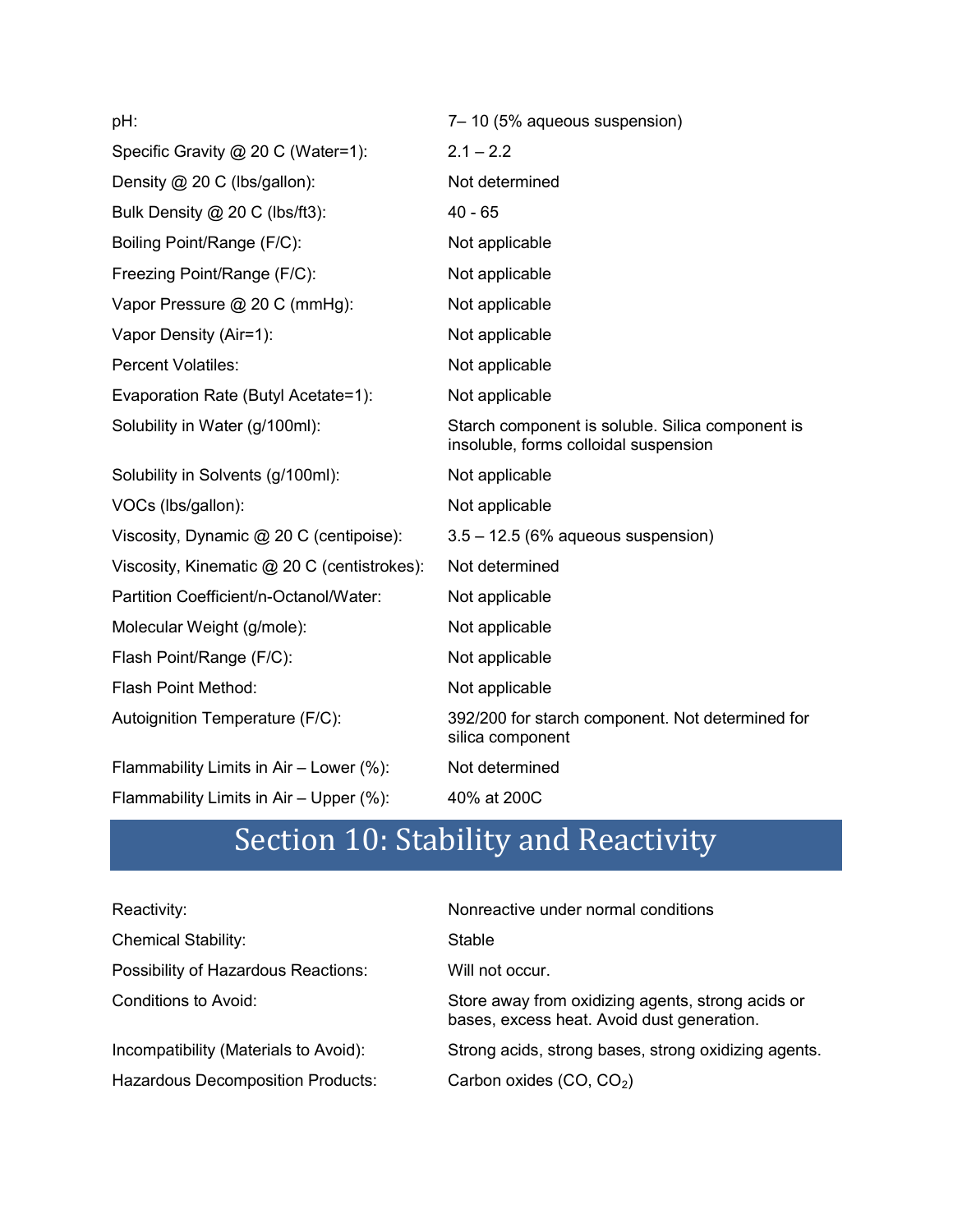| | |
|---|---|
| pH: | 7– 10 (5% aqueous suspension) |
| Specific Gravity @ 20 C (Water=1): | 2.1 – 2.2 |
| Density @ 20 C (lbs/gallon): | Not determined |
| Bulk Density @ 20 C (lbs/ft3): | 40 - 65 |
| Boiling Point/Range (F/C): | Not applicable |
| Freezing Point/Range (F/C): | Not applicable |
| Vapor Pressure @ 20 C (mmHg): | Not applicable |
| Vapor Density (Air=1): | Not applicable |
| Percent Volatiles: | Not applicable |
| Evaporation Rate (Butyl Acetate=1): | Not applicable |
| Solubility in Water (g/100ml): | Starch component is soluble. Silica component is insoluble, forms colloidal suspension |
| Solubility in Solvents (g/100ml): | Not applicable |
| VOCs (lbs/gallon): | Not applicable |
| Viscosity, Dynamic @ 20 C (centipoise): | 3.5 – 12.5 (6% aqueous suspension) |
| Viscosity, Kinematic @ 20 C (centistrokes): | Not determined |
| Partition Coefficient/n-Octanol/Water: | Not applicable |
| Molecular Weight (g/mole): | Not applicable |
| Flash Point/Range (F/C): | Not applicable |
| Flash Point Method: | Not applicable |
| Autoignition Temperature (F/C): | 392/200 for starch component. Not determined for silica component |
| Flammability Limits in Air – Lower (%): | Not determined |
| Flammability Limits in Air – Upper (%): | 40% at 200C |

# Section 10: Stability and Reactivity

| | |
|---|---|
| Reactivity: | Nonreactive under normal conditions |
| Chemical Stability: | Stable |
| Possibility of Hazardous Reactions: | Will not occur. |
| Conditions to Avoid: | Store away from oxidizing agents, strong acids or bases, excess heat. Avoid dust generation. |
| Incompatibility (Materials to Avoid): | Strong acids, strong bases, strong oxidizing agents. |
| Hazardous Decomposition Products: | Carbon oxides ($CO$, $CO_2$) |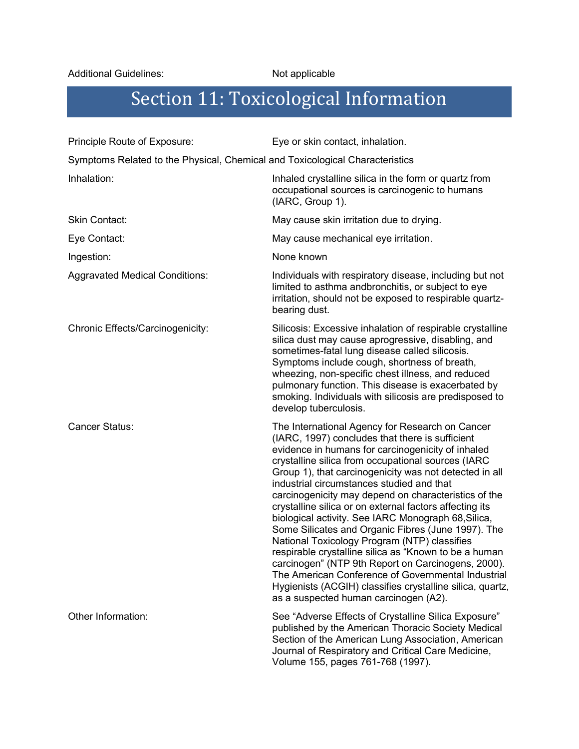Additional Guidelines: Not applicable

# Section 11: Toxicological Information

| | |
|---|---|
| Principle Route of Exposure: | Eye or skin contact, inhalation. |

Symptoms Related to the Physical, Chemical and Toxicological Characteristics

| | |
|---|---|
| Inhalation: | Inhaled crystalline silica in the form or quartz from occupational sources is carcinogenic to humans (IARC, Group 1). |
| Skin Contact: | May cause skin irritation due to drying. |
| Eye Contact: | May cause mechanical eye irritation. |
| Ingestion: | None known |
| Aggravated Medical Conditions: | Individuals with respiratory disease, including but not limited to asthma andbronchitis, or subject to eye irritation, should not be exposed to respirable quartz-bearing dust. |
| Chronic Effects/Carcinogenicity: | Silicosis: Excessive inhalation of respirable crystalline silica dust may cause aprogressive, disabling, and sometimes-fatal lung disease called silicosis. Symptoms include cough, shortness of breath, wheezing, non-specific chest illness, and reduced pulmonary function. This disease is exacerbated by smoking. Individuals with silicosis are predisposed to develop tuberculosis. |
| Cancer Status: | The International Agency for Research on Cancer (IARC, 1997) concludes that there is sufficient evidence in humans for carcinogenicity of inhaled crystalline silica from occupational sources (IARC Group 1), that carcinogenicity was not detected in all industrial circumstances studied and that carcinogenicity may depend on characteristics of the crystalline silica or on external factors affecting its biological activity. See IARC Monograph 68,Silica, Some Silicates and Organic Fibres (June 1997). The National Toxicology Program (NTP) classifies respirable crystalline silica as "Known to be a human carcinogen" (NTP 9th Report on Carcinogens, 2000). The American Conference of Governmental Industrial Hygienists (ACGIH) classifies crystalline silica, quartz, as a suspected human carcinogen (A2). |
| Other Information: | See "Adverse Effects of Crystalline Silica Exposure" published by the American Thoracic Society Medical Section of the American Lung Association, American Journal of Respiratory and Critical Care Medicine, Volume 155, pages 761-768 (1997). |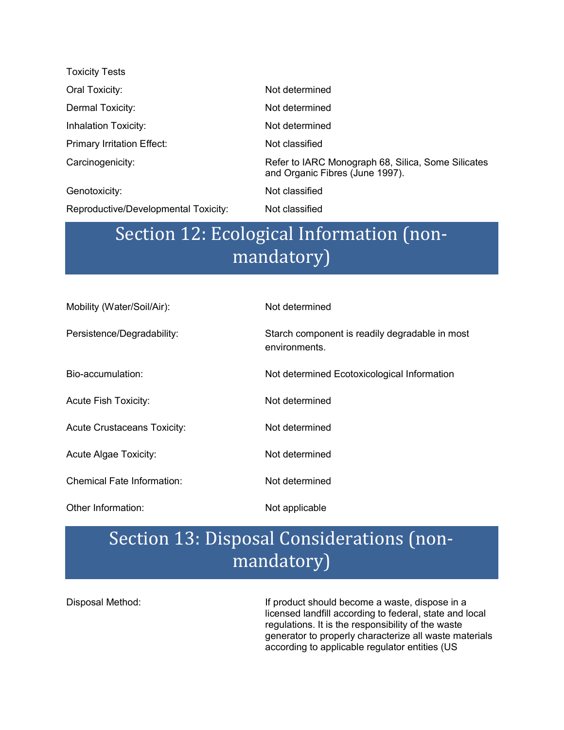Toxicity Tests

| | |
|---|---|
| Oral Toxicity: | Not determined |
| Dermal Toxicity: | Not determined |
| Inhalation Toxicity: | Not determined |
| Primary Irritation Effect: | Not classified |
| Carcinogenicity: | Refer to IARC Monograph 68, Silica, Some Silicates and Organic Fibres (June 1997). |
| Genotoxicity: | Not classified |
| Reproductive/Developmental Toxicity: | Not classified |

# Section 12: Ecological Information (non-mandatory)

| | |
|---|---|
| Mobility (Water/Soil/Air): | Not determined |
| Persistence/Degradability: | Starch component is readily degradable in most environments. |
| Bio-accumulation: | Not determined Ecotoxicological Information |
| Acute Fish Toxicity: | Not determined |
| Acute Crustaceans Toxicity: | Not determined |
| Acute Algae Toxicity: | Not determined |
| Chemical Fate Information: | Not determined |
| Other Information: | Not applicable |

# Section 13: Disposal Considerations (non-mandatory)

| | |
|---|---|
| Disposal Method: | If product should become a waste, dispose in a licensed landfill according to federal, state and local regulations. It is the responsibility of the waste generator to properly characterize all waste materials according to applicable regulator entities (US |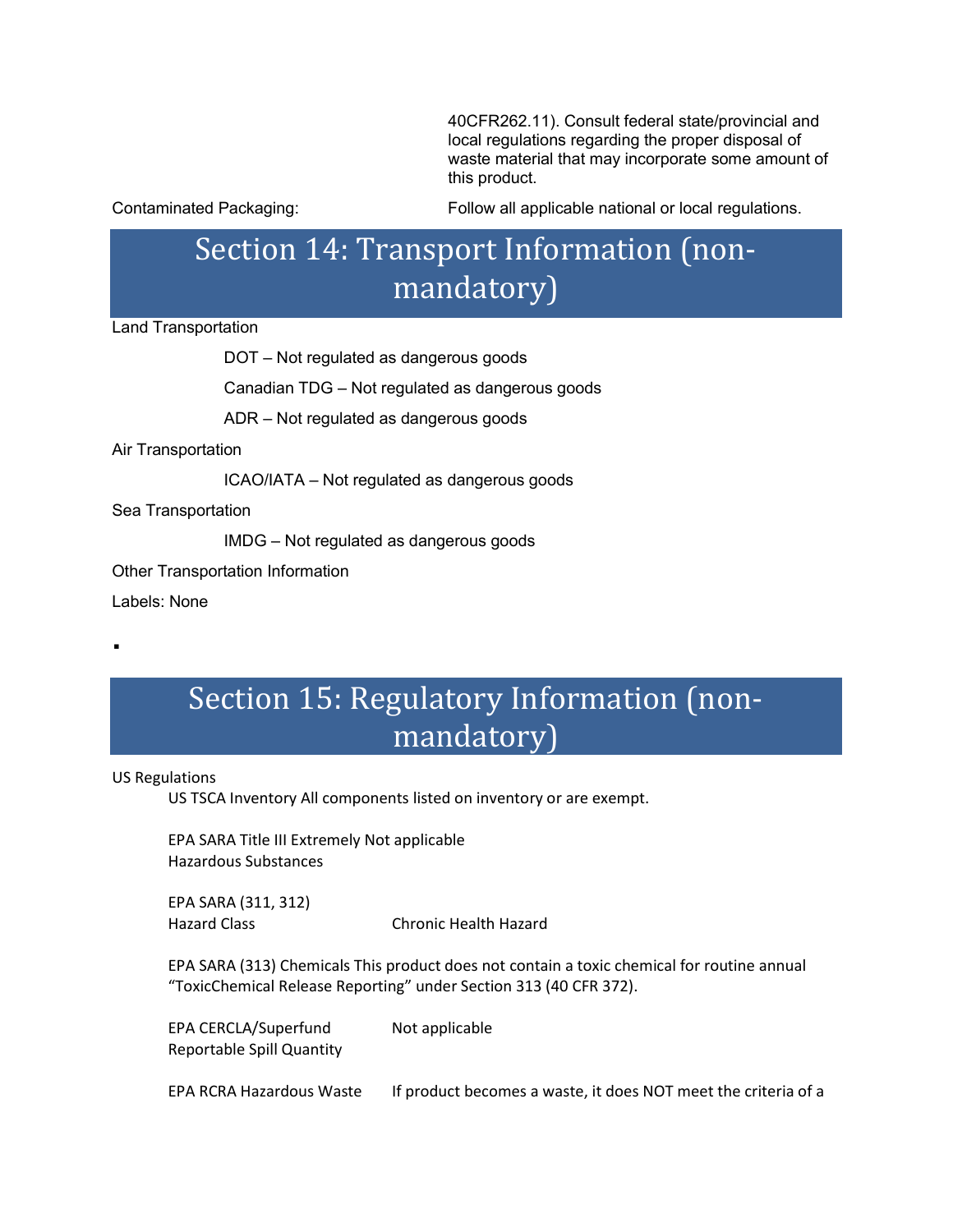40CFR262.11). Consult federal state/provincial and local regulations regarding the proper disposal of waste material that may incorporate some amount of this product.

Contaminated Packaging: Follow all applicable national or local regulations.

# Section 14: Transport Information (non-mandatory)

Land Transportation

DOT – Not regulated as dangerous goods

Canadian TDG – Not regulated as dangerous goods

ADR – Not regulated as dangerous goods

Air Transportation

ICAO/IATA – Not regulated as dangerous goods

Sea Transportation

IMDG – Not regulated as dangerous goods

Other Transportation Information

Labels: None

▪

# Section 15: Regulatory Information (non-mandatory)

US Regulations

US TSCA Inventory All components listed on inventory or are exempt.

EPA SARA Title III Extremely Hazardous Substances Not applicable

EPA SARA (311, 312) Hazard Class Chronic Health Hazard

EPA SARA (313) Chemicals This product does not contain a toxic chemical for routine annual "ToxicChemical Release Reporting" under Section 313 (40 CFR 372).

EPA CERCLA/Superfund Reportable Spill Quantity Not applicable

EPA RCRA Hazardous Waste If product becomes a waste, it does NOT meet the criteria of a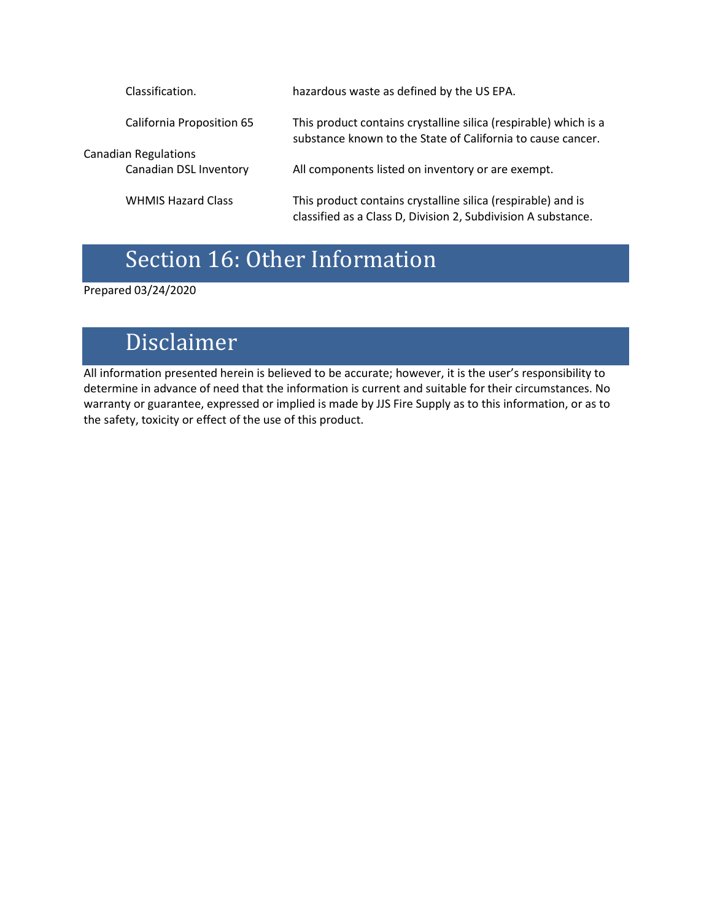| | |
|---|---|
| Classification. | hazardous waste as defined by the US EPA. |
| California Proposition 65 | This product contains crystalline silica (respirable) which is a substance known to the State of California to cause cancer. |

Canadian Regulations

| | |
|---|---|
| Canadian DSL Inventory | All components listed on inventory or are exempt. |
| WHMIS Hazard Class | This product contains crystalline silica (respirable) and is classified as a Class D, Division 2, Subdivision A substance. |

# Section 16: Other Information

Prepared 03/24/2020

# Disclaimer

All information presented herein is believed to be accurate; however, it is the user's responsibility to determine in advance of need that the information is current and suitable for their circumstances. No warranty or guarantee, expressed or implied is made by JJS Fire Supply as to this information, or as to the safety, toxicity or effect of the use of this product.